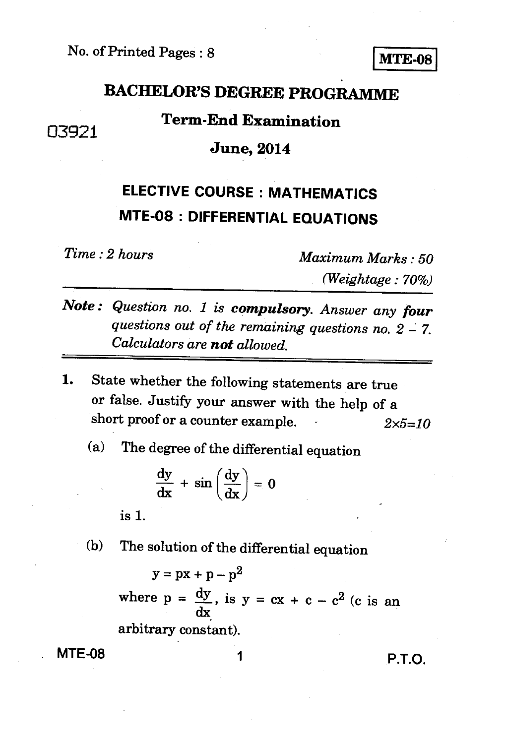No. of Printed Pages : 8

**MTE-08**

# BACHELOR'S DEGREE PROGRAMME

03921

## Term-End Examination

## June, 2014

## ELECTIVE COURSE : MATHEMATICS

## MTE-08 : DIFFERENTIAL EQUATIONS

*Time : 2 hours* *Maximum Marks : 50*

*(Weightage : 70%)*

***Note :*** *Question no. 1 is* ***compulsory****. Answer any* ***four*** *questions out of the remaining questions no. 2 – 7. Calculators are* ***not*** *allowed.*

1. State whether the following statements are true or false. Justify your answer with the help of a short proof or a counter example. $2 \times 5 = 10$

   (a) The degree of the differential equation

   $$\frac{dy}{dx} + \sin\left(\frac{dy}{dx}\right) = 0$$

   is 1.

   (b) The solution of the differential equation

   $$y = px + p - p^2$$

   where $p = \frac{dy}{dx}$, is $y = cx + c - c^2$ (c is an arbitrary constant).

P.T.O.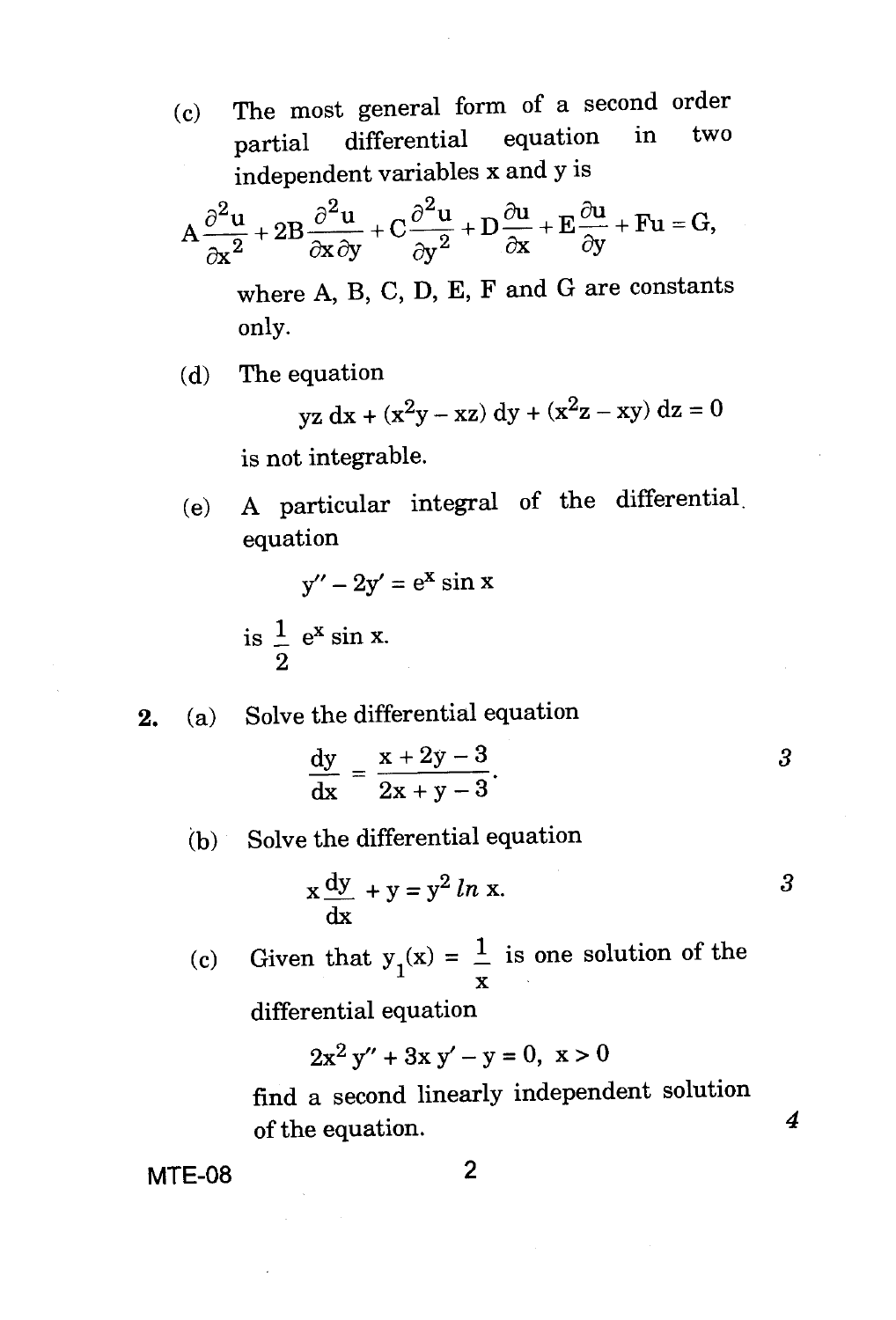(c) The most general form of a second order partial differential equation in two independent variables x and y is

$$A\frac{\partial^2 u}{\partial x^2} + 2B\frac{\partial^2 u}{\partial x \partial y} + C\frac{\partial^2 u}{\partial y^2} + D\frac{\partial u}{\partial x} + E\frac{\partial u}{\partial y} + Fu = G,$$

where A, B, C, D, E, F and G are constants only.

(d) The equation

$$yz\, dx + (x^2 y - xz)\, dy + (x^2 z - xy)\, dz = 0$$

is not integrable.

(e) A particular integral of the differential equation

$$y'' - 2y' = e^x \sin x$$

is $\frac{1}{2} e^x \sin x$.

**2.** (a) Solve the differential equation 3

$$\frac{dy}{dx} = \frac{x + 2y - 3}{2x + y - 3}.$$

(b) Solve the differential equation 3

$$x\frac{dy}{dx} + y = y^2 \, ln \, x.$$

(c) Given that $y_1(x) = \frac{1}{x}$ is one solution of the differential equation

$$2x^2 y'' + 3x y' - y = 0, \; x > 0$$

find a second linearly independent solution of the equation. 4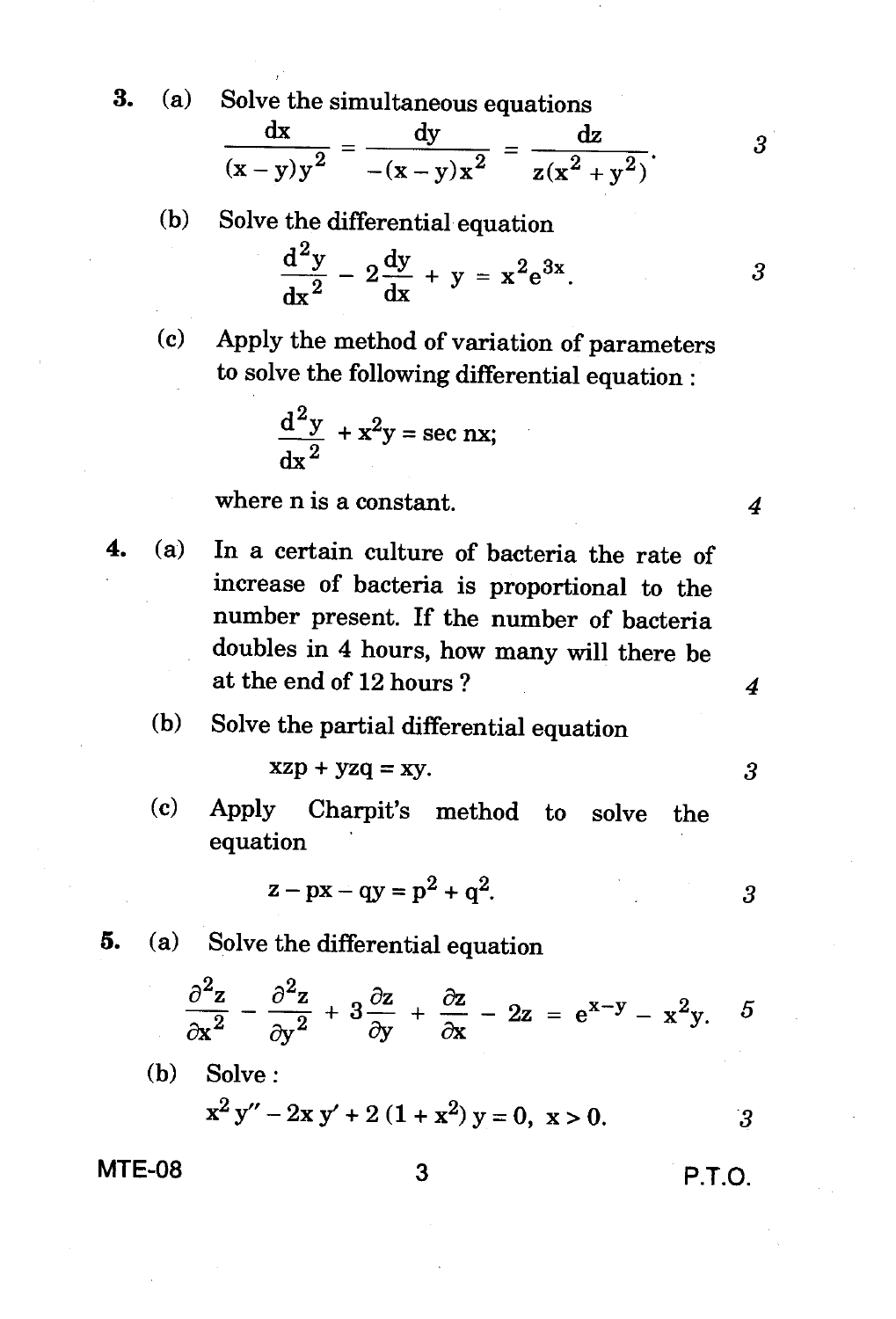3\. (a) Solve the simultaneous equations

$$\frac{dx}{(x-y)y^2} = \frac{dy}{-(x-y)x^2} = \frac{dz}{z(x^2+y^2)}.$$ 3

(b) Solve the differential equation

$$\frac{d^2y}{dx^2} - 2\frac{dy}{dx} + y = x^2 e^{3x}.$$ 3

(c) Apply the method of variation of parameters to solve the following differential equation :

$$\frac{d^2y}{dx^2} + x^2 y = \sec nx;$$

where n is a constant. 4

4\. (a) In a certain culture of bacteria the rate of increase of bacteria is proportional to the number present. If the number of bacteria doubles in 4 hours, how many will there be at the end of 12 hours ? 4

(b) Solve the partial differential equation

$$xzp + yzq = xy.$$ 3

(c) Apply Charpit's method to solve the equation

$$z - px - qy = p^2 + q^2.$$ 3

5\. (a) Solve the differential equation

$$\frac{\partial^2 z}{\partial x^2} - \frac{\partial^2 z}{\partial y^2} + 3\frac{\partial z}{\partial y} + \frac{\partial z}{\partial x} - 2z = e^{x-y} - x^2 y.$$ 5

(b) Solve :

$$x^2 y'' - 2x y' + 2(1 + x^2) y = 0, \ x > 0.$$ 3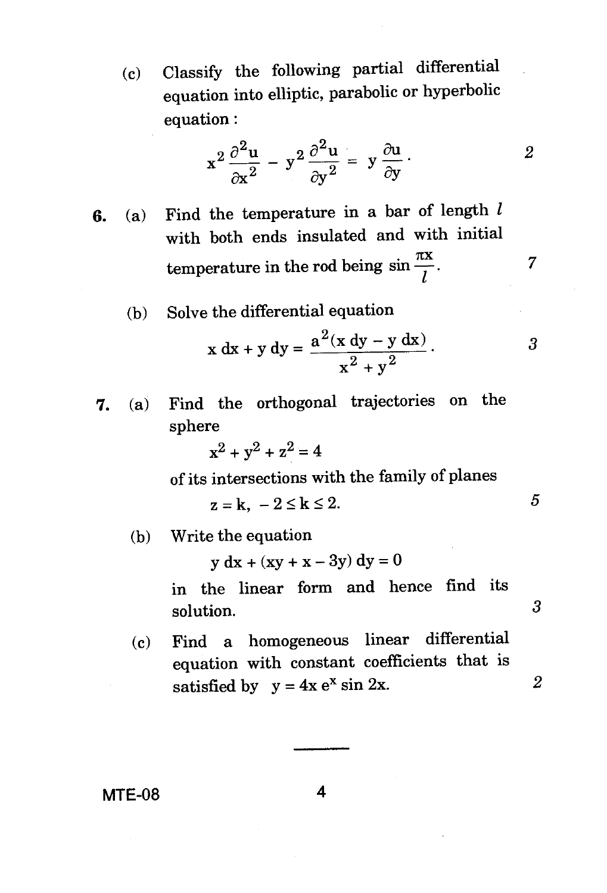(c) Classify the following partial differential equation into elliptic, parabolic or hyperbolic equation : 2

$$x^2 \frac{\partial^2 u}{\partial x^2} - y^2 \frac{\partial^2 u}{\partial y^2} = y \frac{\partial u}{\partial y}.$$

**6.** (a) Find the temperature in a bar of length $l$ with both ends insulated and with initial temperature in the rod being $\sin \frac{\pi x}{l}$. 7

(b) Solve the differential equation 3

$$x\,dx + y\,dy = \frac{a^2(x\,dy - y\,dx)}{x^2 + y^2}.$$

**7.** (a) Find the orthogonal trajectories on the sphere

$$x^2 + y^2 + z^2 = 4$$

of its intersections with the family of planes

$$z = k, \; -2 \leq k \leq 2.$$ 5

(b) Write the equation

$$y\,dx + (xy + x - 3y)\,dy = 0$$

in the linear form and hence find its solution. 3

(c) Find a homogeneous linear differential equation with constant coefficients that is satisfied by $y = 4x\,e^x \sin 2x$. 2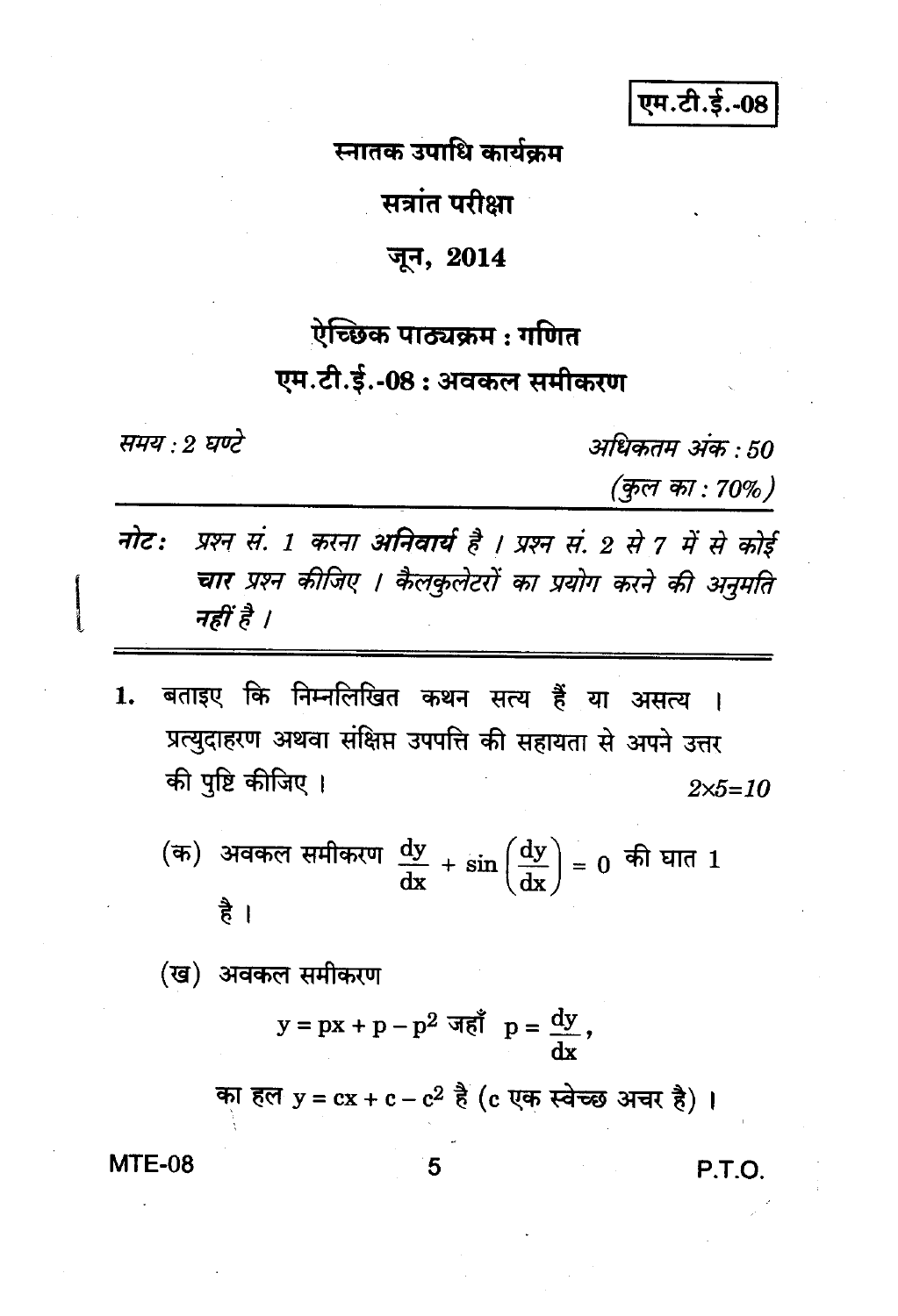एम.टी.ई.-08

# स्नातक उपाधि कार्यक्रम

## सत्रांत परीक्षा

## जून, 2014

## ऐच्छिक पाठ्यक्रम : गणित

## एम.टी.ई.-08 : अवकल समीकरण

*समय : 2 घण्टे* *अधिकतम अंक : 50*

*(कुल का : 70%)*

***नोट:*** *प्रश्न सं. 1 करना* ***अनिवार्य*** *है । प्रश्न सं. 2 से 7 में से कोई* ***चार*** *प्रश्न कीजिए । कैलकुलेटरों का प्रयोग करने की अनुमति नहीं है ।*

---

1. बताइए कि निम्नलिखित कथन सत्य हैं या असत्य । प्रत्युदाहरण अथवा संक्षिप्त उपपत्ति की सहायता से अपने उत्तर की पुष्टि कीजिए । *2×5=10*

   (क) अवकल समीकरण $\frac{dy}{dx} + \sin\left(\frac{dy}{dx}\right) = 0$ की घात 1 है ।

   (ख) अवकल समीकरण

   $$y = px + p - p^2 \text{ जहाँ } p = \frac{dy}{dx},$$

   का हल $y = cx + c - c^2$ है (c एक स्वेच्छ अचर है) ।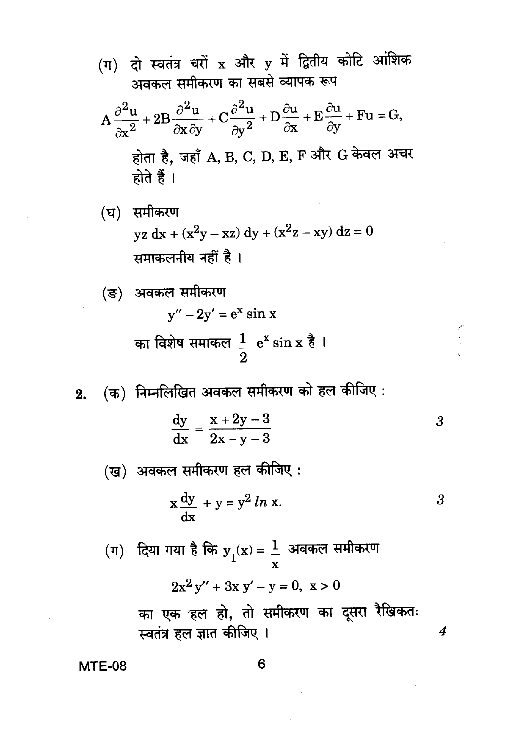(ग) दो स्वतंत्र चरों x और y में द्वितीय कोटि आंशिक अवकल समीकरण का सबसे व्यापक रूप

$$A\frac{\partial^2 u}{\partial x^2} + 2B\frac{\partial^2 u}{\partial x \partial y} + C\frac{\partial^2 u}{\partial y^2} + D\frac{\partial u}{\partial x} + E\frac{\partial u}{\partial y} + Fu = G,$$

होता है, जहाँ A, B, C, D, E, F और G केवल अचर होते हैं ।

(घ) समीकरण

$$yz\, dx + (x^2 y - xz)\, dy + (x^2 z - xy)\, dz = 0$$

समाकलनीय नहीं है ।

(ङ) अवकल समीकरण

$$y'' - 2y' = e^x \sin x$$

का विशेष समाकल $\frac{1}{2}\, e^x \sin x$ है ।

**2.** (क) निम्नलिखित अवकल समीकरण को हल कीजिए : *3*

$$\frac{dy}{dx} = \frac{x + 2y - 3}{2x + y - 3}$$

(ख) अवकल समीकरण हल कीजिए : *3*

$$x\frac{dy}{dx} + y = y^2 \ln x.$$

(ग) दिया गया है कि $y_1(x) = \frac{1}{x}$ अवकल समीकरण

$$2x^2 y'' + 3x\, y' - y = 0, \;\; x > 0$$

का एक हल हो, तो समीकरण का दूसरा रैखिकतः स्वतंत्र हल ज्ञात कीजिए । *4*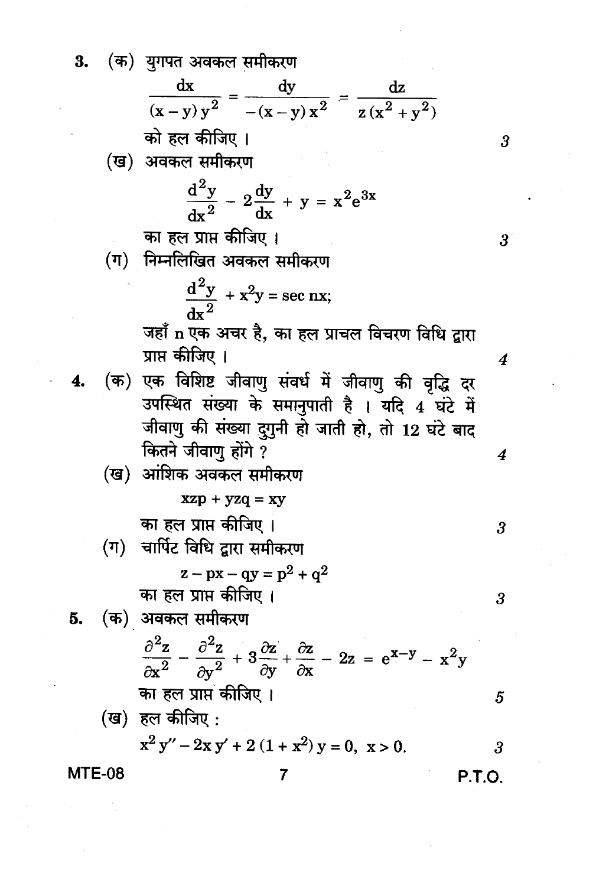3. (क) युगपत अवकल समीकरण

$$\frac{dx}{(x-y)y^2} = \frac{dy}{-(x-y)x^2} = \frac{dz}{z(x^2+y^2)}$$

को हल कीजिए । 3

(ख) अवकल समीकरण

$$\frac{d^2y}{dx^2} - 2\frac{dy}{dx} + y = x^2e^{3x}$$

का हल प्राप्त कीजिए । 3

(ग) निम्नलिखित अवकल समीकरण

$$\frac{d^2y}{dx^2} + x^2y = \sec nx;$$

जहाँ n एक अचर है, का हल प्राचल विचरण विधि द्वारा प्राप्त कीजिए । 4

4. (क) एक विशिष्ट जीवाणु संवर्ध में जीवाणु की वृद्धि दर उपस्थित संख्या के समानुपाती है । यदि 4 घंटे में जीवाणु की संख्या दुगुनी हो जाती हो, तो 12 घंटे बाद कितने जीवाणु होंगे ? 4

(ख) आंशिक अवकल समीकरण

$$xzp + yzq = xy$$

का हल प्राप्त कीजिए । 3

(ग) चार्पिट विधि द्वारा समीकरण

$$z - px - qy = p^2 + q^2$$

का हल प्राप्त कीजिए । 3

5. (क) अवकल समीकरण

$$\frac{\partial^2 z}{\partial x^2} - \frac{\partial^2 z}{\partial y^2} + 3\frac{\partial z}{\partial y} + \frac{\partial z}{\partial x} - 2z = e^{x-y} - x^2y$$

का हल प्राप्त कीजिए । 5

(ख) हल कीजिए :

$$x^2y'' - 2xy' + 2(1+x^2)y = 0, \ x > 0.$$ 3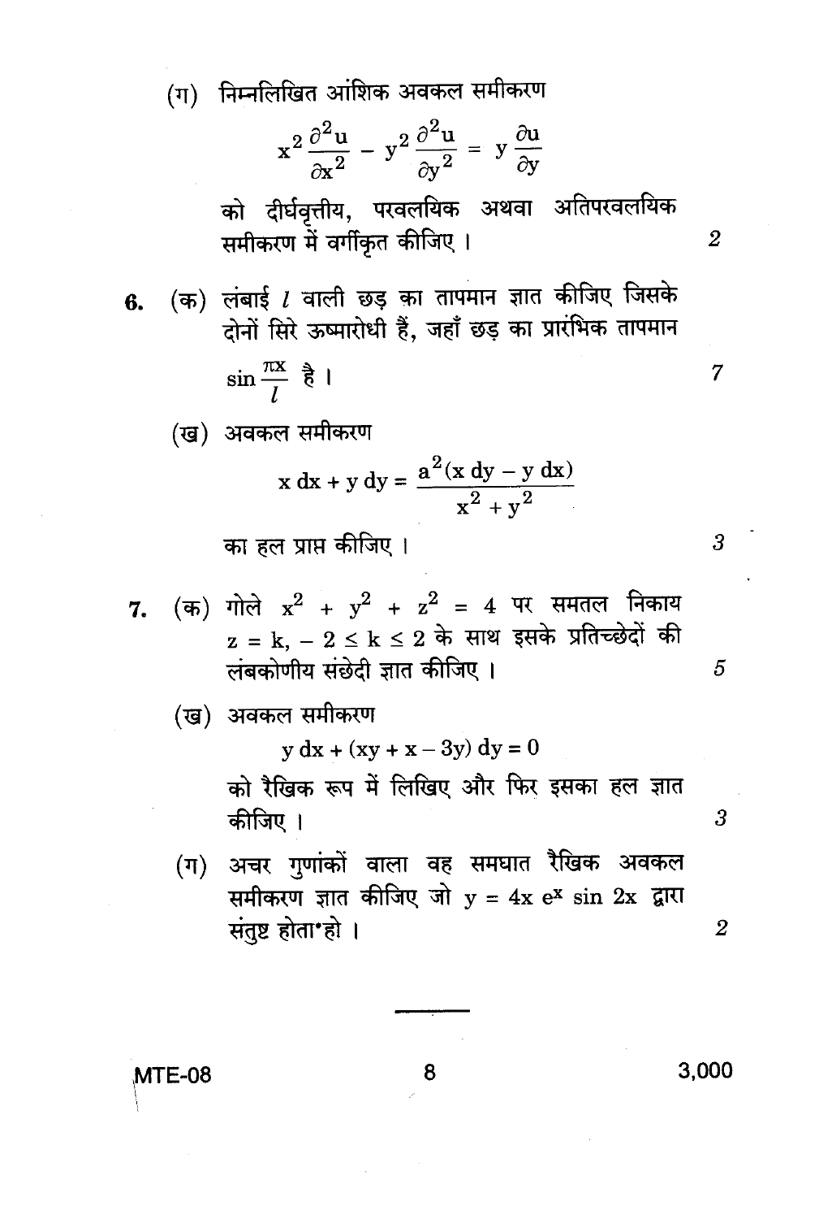(ग) निम्नलिखित आंशिक अवकल समीकरण

$$x^2 \frac{\partial^2 u}{\partial x^2} - y^2 \frac{\partial^2 u}{\partial y^2} = y \frac{\partial u}{\partial y}$$

को दीर्घवृत्तीय, परवलयिक अथवा अतिपरवलयिक समीकरण में वर्गीकृत कीजिए । 2

6. (क) लंबाई $l$ वाली छड़ का तापमान ज्ञात कीजिए जिसके दोनों सिरे ऊष्मारोधी हैं, जहाँ छड़ का प्रारंभिक तापमान $\sin \frac{\pi x}{l}$ है । 7

(ख) अवकल समीकरण

$$x\,dx + y\,dy = \frac{a^2(x\,dy - y\,dx)}{x^2 + y^2}$$

का हल प्राप्त कीजिए । 3

7. (क) गोले $x^2 + y^2 + z^2 = 4$ पर समतल निकाय $z = k,\ -2 \leq k \leq 2$ के साथ इसके प्रतिच्छेदों की लंबकोणीय संछेदी ज्ञात कीजिए । 5

(ख) अवकल समीकरण

$$y\,dx + (xy + x - 3y)\,dy = 0$$

को रैखिक रूप में लिखिए और फिर इसका हल ज्ञात कीजिए । 3

(ग) अचर गुणांकों वाला वह समघात रैखिक अवकल समीकरण ज्ञात कीजिए जो $y = 4x\,e^x \sin 2x$ द्वारा संतुष्ट होता हो । 2

MTE-08 3,000